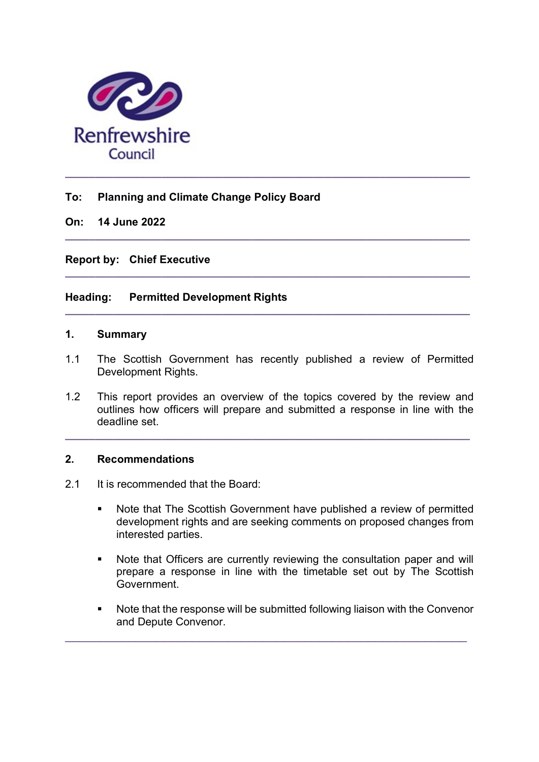Renfrewshire Council

---

**To: Planning and Climate Change Policy Board**

**On: 14 June 2022**

---

**Report by: Chief Executive**

---

**Heading: Permitted Development Rights**

---

## 1. Summary

1.1 The Scottish Government has recently published a review of Permitted Development Rights.

1.2 This report provides an overview of the topics covered by the review and outlines how officers will prepare and submitted a response in line with the deadline set.

---

## 2. Recommendations

2.1 It is recommended that the Board:

- Note that The Scottish Government have published a review of permitted development rights and are seeking comments on proposed changes from interested parties.

- Note that Officers are currently reviewing the consultation paper and will prepare a response in line with the timetable set out by The Scottish Government.

- Note that the response will be submitted following liaison with the Convenor and Depute Convenor.

---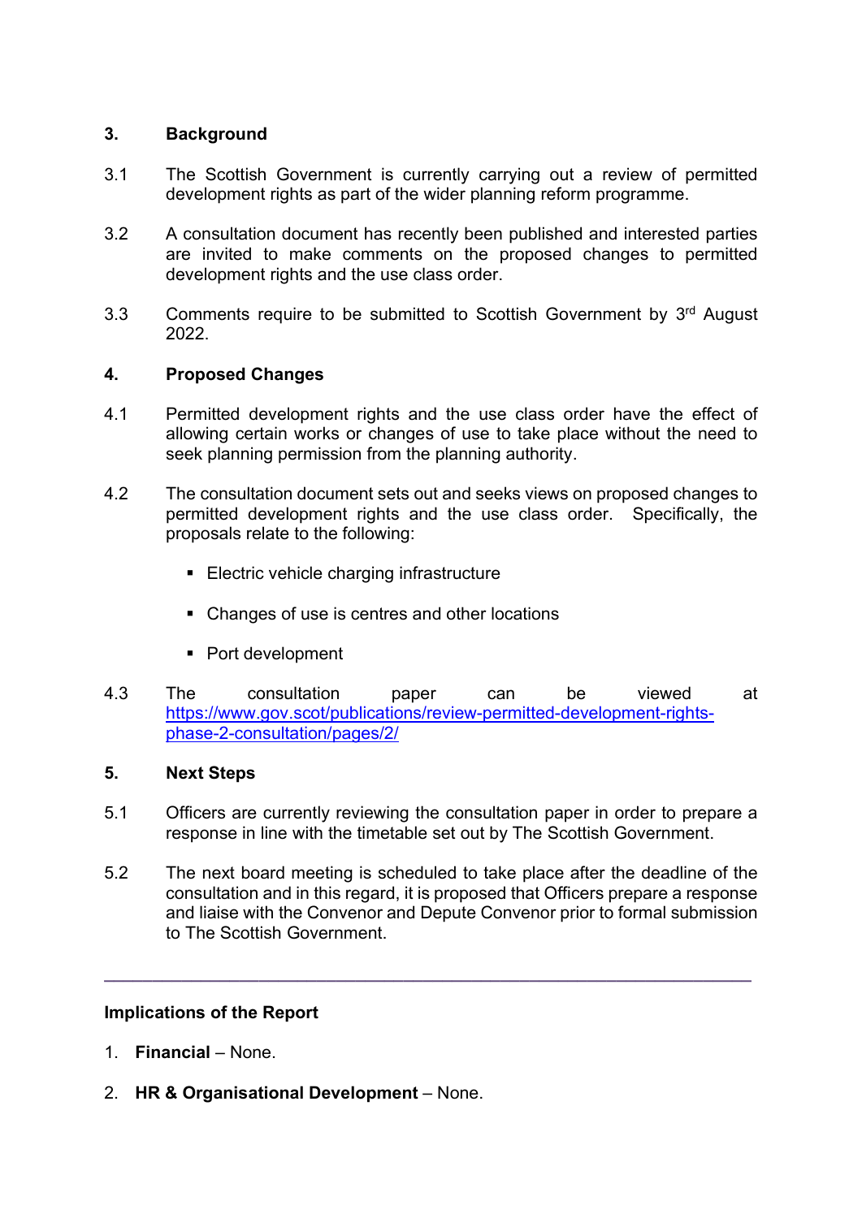## 3. Background

3.1 The Scottish Government is currently carrying out a review of permitted development rights as part of the wider planning reform programme.

3.2 A consultation document has recently been published and interested parties are invited to make comments on the proposed changes to permitted development rights and the use class order.

3.3 Comments require to be submitted to Scottish Government by 3rd August 2022.

## 4. Proposed Changes

4.1 Permitted development rights and the use class order have the effect of allowing certain works or changes of use to take place without the need to seek planning permission from the planning authority.

4.2 The consultation document sets out and seeks views on proposed changes to permitted development rights and the use class order. Specifically, the proposals relate to the following:

- Electric vehicle charging infrastructure
- Changes of use is centres and other locations
- Port development

4.3 The consultation paper can be viewed at https://www.gov.scot/publications/review-permitted-development-rights-phase-2-consultation/pages/2/

## 5. Next Steps

5.1 Officers are currently reviewing the consultation paper in order to prepare a response in line with the timetable set out by The Scottish Government.

5.2 The next board meeting is scheduled to take place after the deadline of the consultation and in this regard, it is proposed that Officers prepare a response and liaise with the Convenor and Depute Convenor prior to formal submission to The Scottish Government.

---

**Implications of the Report**

1. **Financial** – None.
2. **HR & Organisational Development** – None.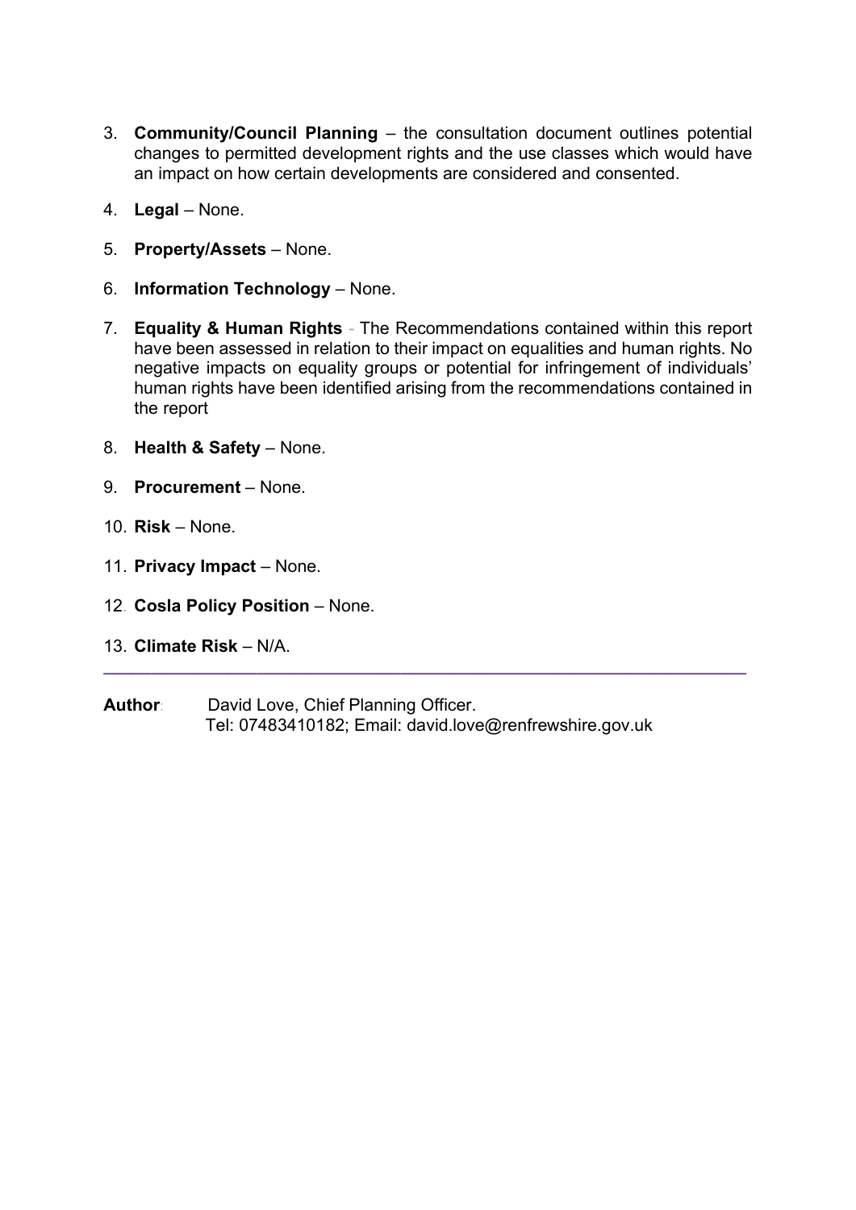3. **Community/Council Planning** – the consultation document outlines potential changes to permitted development rights and the use classes which would have an impact on how certain developments are considered and consented.

4. **Legal** – None.

5. **Property/Assets** – None.

6. **Information Technology** – None.

7. **Equality & Human Rights** - The Recommendations contained within this report have been assessed in relation to their impact on equalities and human rights. No negative impacts on equality groups or potential for infringement of individuals' human rights have been identified arising from the recommendations contained in the report

8. **Health & Safety** – None.

9. **Procurement** – None.

10. **Risk** – None.

11. **Privacy Impact** – None.

12. **Cosla Policy Position** – None.

13. **Climate Risk** – N/A.

---

**Author**: David Love, Chief Planning Officer.
Tel: 07483410182; Email: david.love@renfrewshire.gov.uk